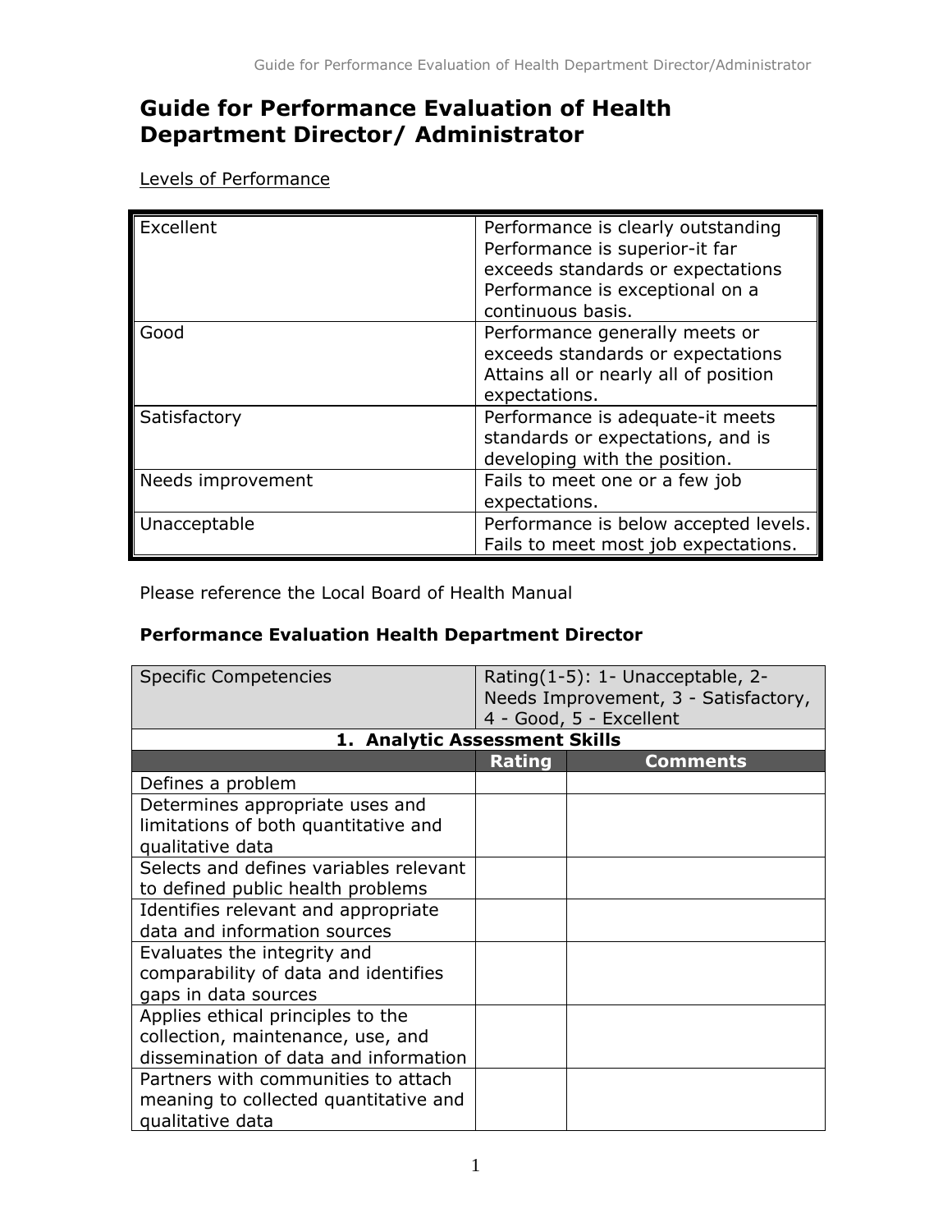# Guide for Performance Evaluation of Health Department Director/ Administrator

Levels of Performance

| | |
|---|---|
| Excellent | Performance is clearly outstanding Performance is superior-it far exceeds standards or expectations Performance is exceptional on a continuous basis. |
| Good | Performance generally meets or exceeds standards or expectations Attains all or nearly all of position expectations. |
| Satisfactory | Performance is adequate-it meets standards or expectations, and is developing with the position. |
| Needs improvement | Fails to meet one or a few job expectations. |
| Unacceptable | Performance is below accepted levels. Fails to meet most job expectations. |

Please reference the Local Board of Health Manual

**Performance Evaluation Health Department Director**

| Specific Competencies | Rating(1-5): 1- Unacceptable, 2- Needs Improvement, 3 - Satisfactory, 4 - Good, 5 - Excellent | |
|---|---|---|
| **1. Analytic Assessment Skills** | | |
| | **Rating** | **Comments** |
| Defines a problem | | |
| Determines appropriate uses and limitations of both quantitative and qualitative data | | |
| Selects and defines variables relevant to defined public health problems | | |
| Identifies relevant and appropriate data and information sources | | |
| Evaluates the integrity and comparability of data and identifies gaps in data sources | | |
| Applies ethical principles to the collection, maintenance, use, and dissemination of data and information | | |
| Partners with communities to attach meaning to collected quantitative and qualitative data | | |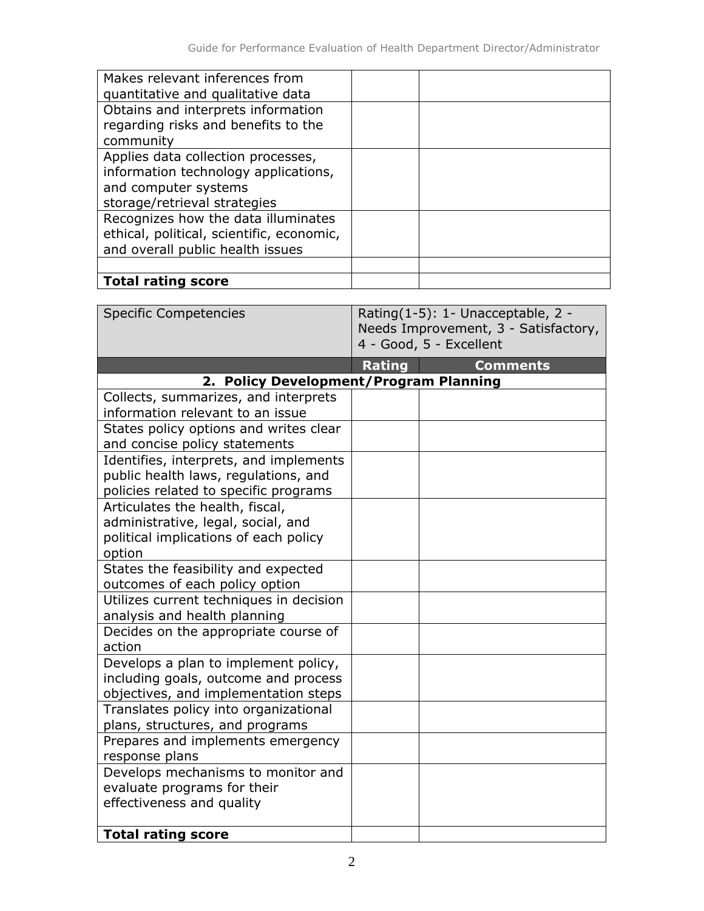| | | |
|---|---|---|
| Makes relevant inferences from quantitative and qualitative data | | |
| Obtains and interprets information regarding risks and benefits to the community | | |
| Applies data collection processes, information technology applications, and computer systems storage/retrieval strategies | | |
| Recognizes how the data illuminates ethical, political, scientific, economic, and overall public health issues | | |
| | | |
| **Total rating score** | | |

| Specific Competencies | Rating(1-5): 1- Unacceptable, 2 - Needs Improvement, 3 - Satisfactory, 4 - Good, 5 - Excellent | |
|---|---|---|
| | **Rating** | **Comments** |
| **2. Policy Development/Program Planning** | | |
| Collects, summarizes, and interprets information relevant to an issue | | |
| States policy options and writes clear and concise policy statements | | |
| Identifies, interprets, and implements public health laws, regulations, and policies related to specific programs | | |
| Articulates the health, fiscal, administrative, legal, social, and political implications of each policy option | | |
| States the feasibility and expected outcomes of each policy option | | |
| Utilizes current techniques in decision analysis and health planning | | |
| Decides on the appropriate course of action | | |
| Develops a plan to implement policy, including goals, outcome and process objectives, and implementation steps | | |
| Translates policy into organizational plans, structures, and programs | | |
| Prepares and implements emergency response plans | | |
| Develops mechanisms to monitor and evaluate programs for their effectiveness and quality | | |
| **Total rating score** | | |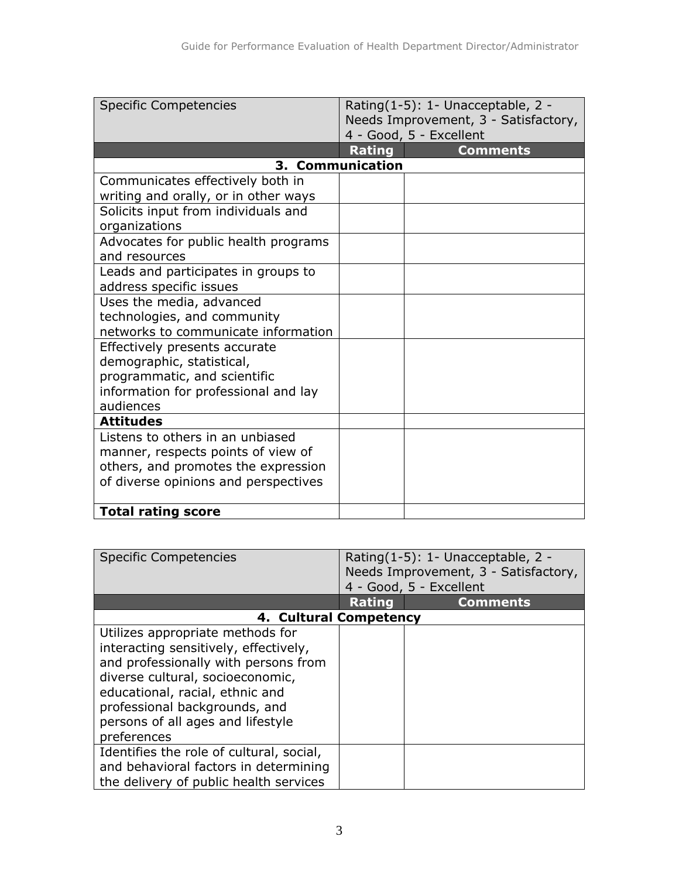| Specific Competencies | Rating(1-5): 1- Unacceptable, 2 - Needs Improvement, 3 - Satisfactory, 4 - Good, 5 - Excellent | |
|---|---|---|
| | **Rating** | **Comments** |
| **3. Communication** | | |
| Communicates effectively both in writing and orally, or in other ways | | |
| Solicits input from individuals and organizations | | |
| Advocates for public health programs and resources | | |
| Leads and participates in groups to address specific issues | | |
| Uses the media, advanced technologies, and community networks to communicate information | | |
| Effectively presents accurate demographic, statistical, programmatic, and scientific information for professional and lay audiences | | |
| **Attitudes** | | |
| Listens to others in an unbiased manner, respects points of view of others, and promotes the expression of diverse opinions and perspectives | | |
| **Total rating score** | | |

| Specific Competencies | Rating(1-5): 1- Unacceptable, 2 - Needs Improvement, 3 - Satisfactory, 4 - Good, 5 - Excellent | |
|---|---|---|
| | **Rating** | **Comments** |
| **4. Cultural Competency** | | |
| Utilizes appropriate methods for interacting sensitively, effectively, and professionally with persons from diverse cultural, socioeconomic, educational, racial, ethnic and professional backgrounds, and persons of all ages and lifestyle preferences | | |
| Identifies the role of cultural, social, and behavioral factors in determining the delivery of public health services | | |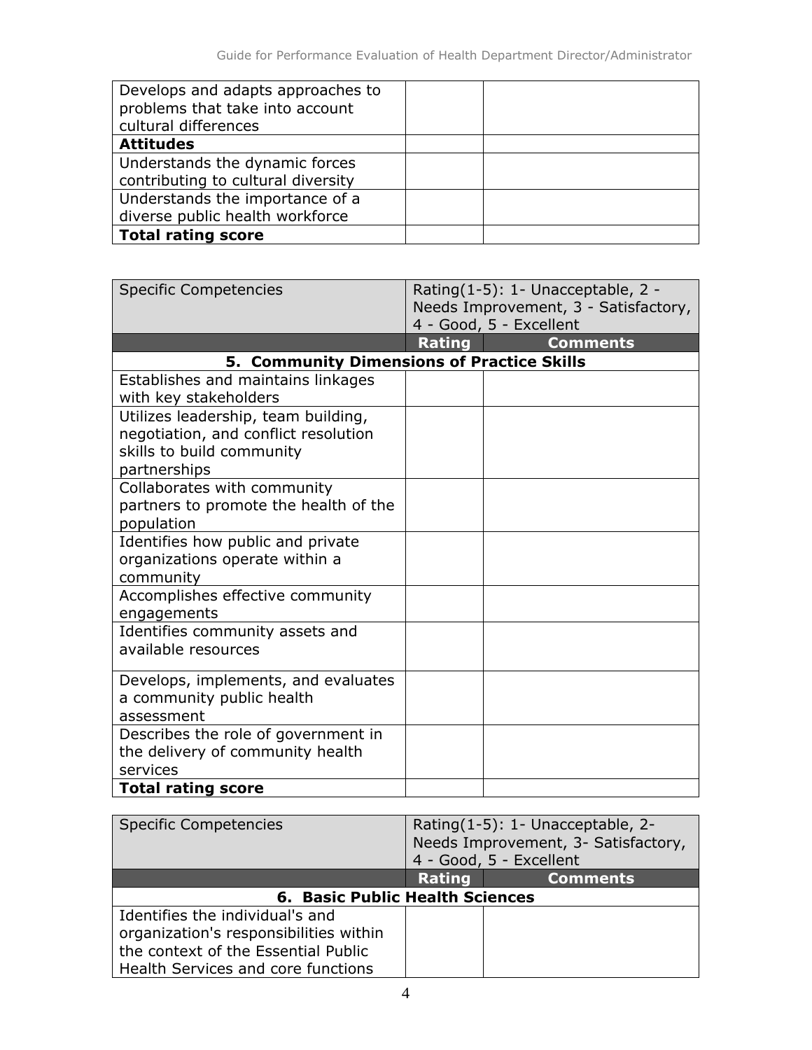| Develops and adapts approaches to problems that take into account cultural differences | | |
| --- | --- | --- |
| **Attitudes** | | |
| Understands the dynamic forces contributing to cultural diversity | | |
| Understands the importance of a diverse public health workforce | | |
| **Total rating score** | | |

| Specific Competencies | Rating(1-5): 1- Unacceptable, 2 - Needs Improvement, 3 - Satisfactory, 4 - Good, 5 - Excellent | |
| --- | --- | --- |
| | **Rating** | **Comments** |
| **5. Community Dimensions of Practice Skills** | | |
| Establishes and maintains linkages with key stakeholders | | |
| Utilizes leadership, team building, negotiation, and conflict resolution skills to build community partnerships | | |
| Collaborates with community partners to promote the health of the population | | |
| Identifies how public and private organizations operate within a community | | |
| Accomplishes effective community engagements | | |
| Identifies community assets and available resources | | |
| Develops, implements, and evaluates a community public health assessment | | |
| Describes the role of government in the delivery of community health services | | |
| **Total rating score** | | |

| Specific Competencies | Rating(1-5): 1- Unacceptable, 2- Needs Improvement, 3- Satisfactory, 4 - Good, 5 - Excellent | |
| --- | --- | --- |
| | **Rating** | **Comments** |
| **6. Basic Public Health Sciences** | | |
| Identifies the individual's and organization's responsibilities within the context of the Essential Public Health Services and core functions | | |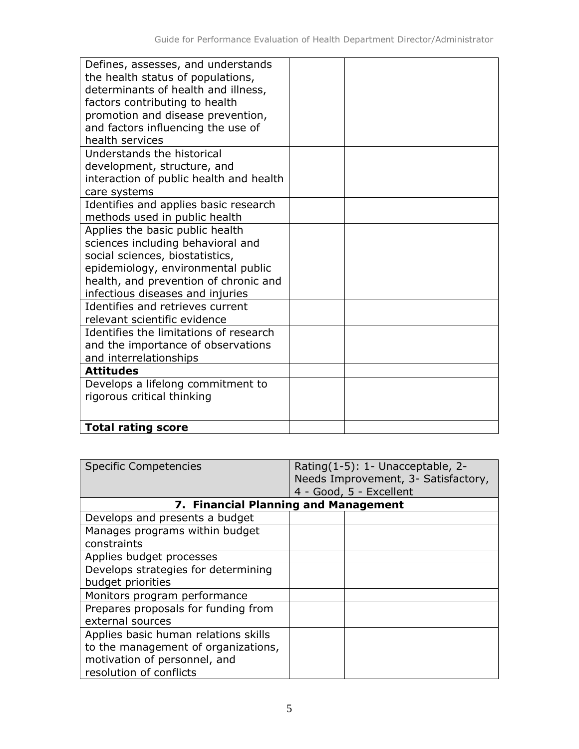| | | |
|---|---|---|
| Defines, assesses, and understands the health status of populations, determinants of health and illness, factors contributing to health promotion and disease prevention, and factors influencing the use of health services | | |
| Understands the historical development, structure, and interaction of public health and health care systems | | |
| Identifies and applies basic research methods used in public health | | |
| Applies the basic public health sciences including behavioral and social sciences, biostatistics, epidemiology, environmental public health, and prevention of chronic and infectious diseases and injuries | | |
| Identifies and retrieves current relevant scientific evidence | | |
| Identifies the limitations of research and the importance of observations and interrelationships | | |
| **Attitudes** | | |
| Develops a lifelong commitment to rigorous critical thinking | | |
| **Total rating score** | | |

| Specific Competencies | Rating(1-5): 1- Unacceptable, 2- Needs Improvement, 3- Satisfactory, 4 - Good, 5 - Excellent | |
|---|---|---|
| **7. Financial Planning and Management** | | |
| Develops and presents a budget | | |
| Manages programs within budget constraints | | |
| Applies budget processes | | |
| Develops strategies for determining budget priorities | | |
| Monitors program performance | | |
| Prepares proposals for funding from external sources | | |
| Applies basic human relations skills to the management of organizations, motivation of personnel, and resolution of conflicts | | |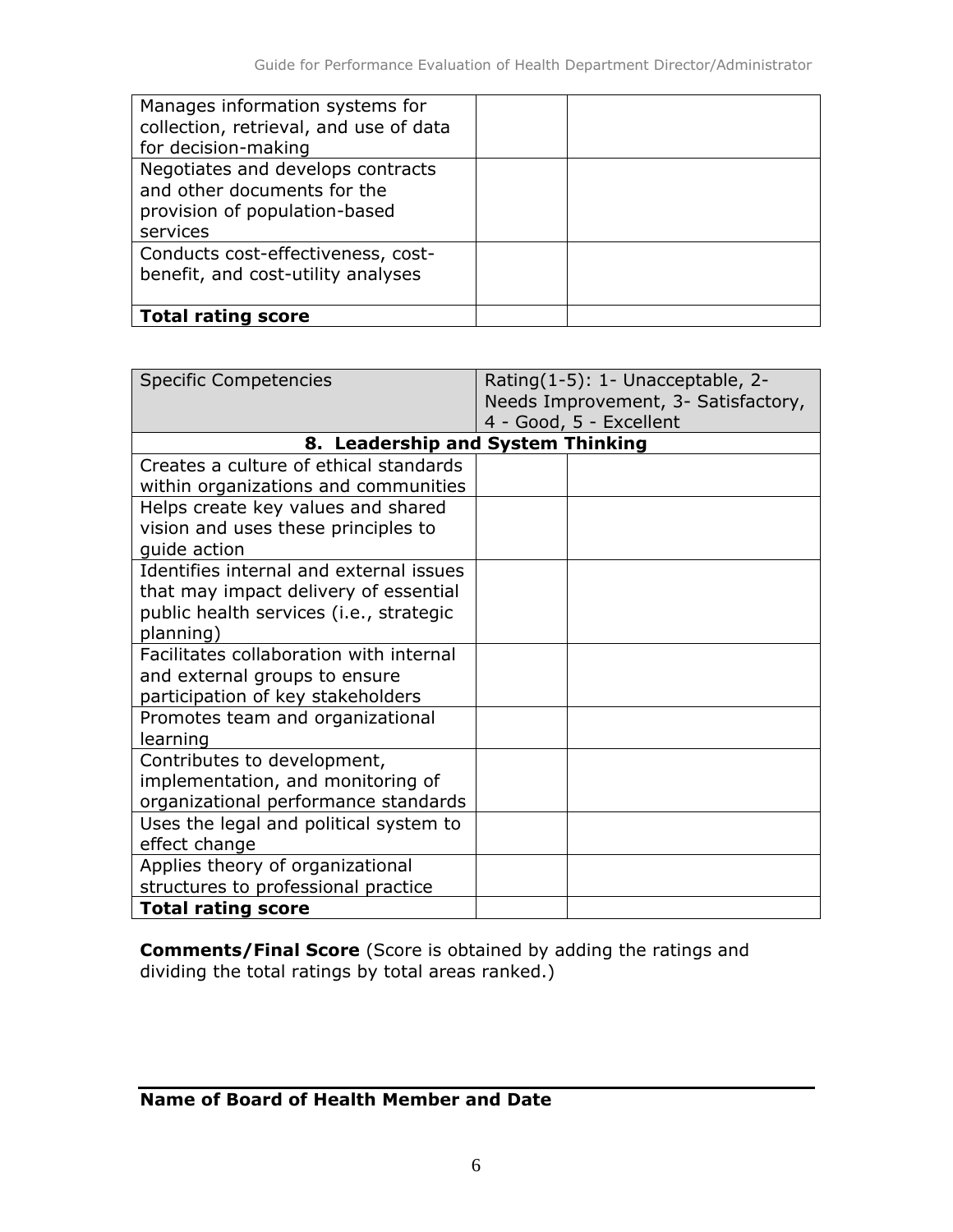| | | |
|---|---|---|
| Manages information systems for collection, retrieval, and use of data for decision-making | | |
| Negotiates and develops contracts and other documents for the provision of population-based services | | |
| Conducts cost-effectiveness, cost-benefit, and cost-utility analyses | | |
| **Total rating score** | | |

| Specific Competencies | Rating(1-5): 1- Unacceptable, 2- Needs Improvement, 3- Satisfactory, 4 - Good, 5 - Excellent | |
|---|---|---|
| **8. Leadership and System Thinking** | | |
| Creates a culture of ethical standards within organizations and communities | | |
| Helps create key values and shared vision and uses these principles to guide action | | |
| Identifies internal and external issues that may impact delivery of essential public health services (i.e., strategic planning) | | |
| Facilitates collaboration with internal and external groups to ensure participation of key stakeholders | | |
| Promotes team and organizational learning | | |
| Contributes to development, implementation, and monitoring of organizational performance standards | | |
| Uses the legal and political system to effect change | | |
| Applies theory of organizational structures to professional practice | | |
| **Total rating score** | | |

**Comments/Final Score** (Score is obtained by adding the ratings and dividing the total ratings by total areas ranked.)

---

**Name of Board of Health Member and Date**